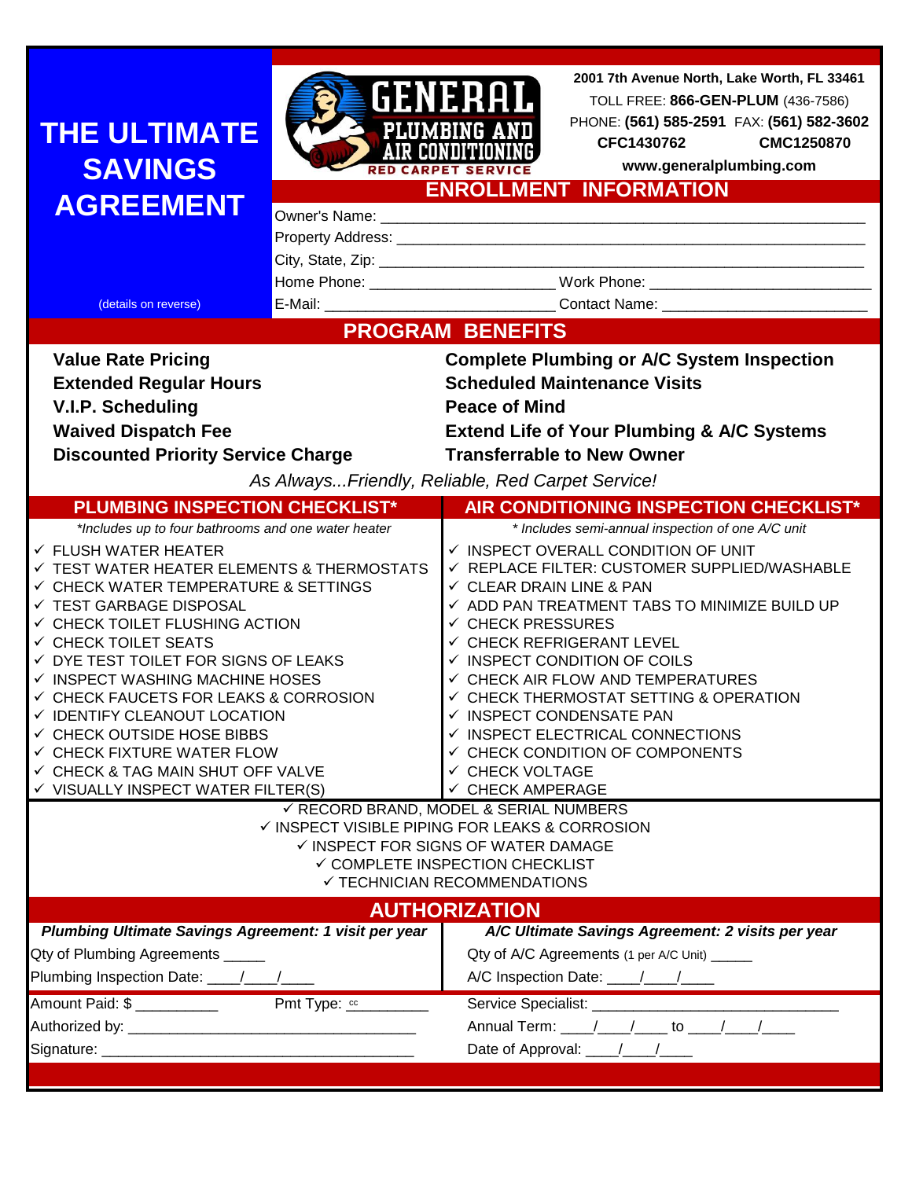# THE ULTIMATE SAVINGS AGREEMENT

(details on reverse)

**GENERAL PLUMBING AND AIR CONDITIONING**
RED CARPET SERVICE

**2001 7th Avenue North, Lake Worth, FL 33461**
TOLL FREE: **866-GEN-PLUM** (436-7586)
PHONE: **(561) 585-2591** FAX: **(561) 582-3602**
**CFC1430762** **CMC1250870**
**www.generalplumbing.com**

## ENROLLMENT INFORMATION

Owner's Name: ____________________________________________
Property Address: ____________________________________________
City, State, Zip: ____________________________________________
Home Phone: ______________________ Work Phone: ______________________
E-Mail: ______________________ Contact Name: ______________________

## PROGRAM BENEFITS

**Value Rate Pricing**
**Extended Regular Hours**
**V.I.P. Scheduling**
**Waived Dispatch Fee**
**Discounted Priority Service Charge**
**Complete Plumbing or A/C System Inspection**
**Scheduled Maintenance Visits**
**Peace of Mind**
**Extend Life of Your Plumbing & A/C Systems**
**Transferrable to New Owner**

*As Always...Friendly, Reliable, Red Carpet Service!*

## PLUMBING INSPECTION CHECKLIST*

*\*Includes up to four bathrooms and one water heater*

- ✓ FLUSH WATER HEATER
- ✓ TEST WATER HEATER ELEMENTS & THERMOSTATS
- ✓ CHECK WATER TEMPERATURE & SETTINGS
- ✓ TEST GARBAGE DISPOSAL
- ✓ CHECK TOILET FLUSHING ACTION
- ✓ CHECK TOILET SEATS
- ✓ DYE TEST TOILET FOR SIGNS OF LEAKS
- ✓ INSPECT WASHING MACHINE HOSES
- ✓ CHECK FAUCETS FOR LEAKS & CORROSION
- ✓ IDENTIFY CLEANOUT LOCATION
- ✓ CHECK OUTSIDE HOSE BIBBS
- ✓ CHECK FIXTURE WATER FLOW
- ✓ CHECK & TAG MAIN SHUT OFF VALVE
- ✓ VISUALLY INSPECT WATER FILTER(S)

## AIR CONDITIONING INSPECTION CHECKLIST*

*\* Includes semi-annual inspection of one A/C unit*

- ✓ INSPECT OVERALL CONDITION OF UNIT
- ✓ REPLACE FILTER: CUSTOMER SUPPLIED/WASHABLE
- ✓ CLEAR DRAIN LINE & PAN
- ✓ ADD PAN TREATMENT TABS TO MINIMIZE BUILD UP
- ✓ CHECK PRESSURES
- ✓ CHECK REFRIGERANT LEVEL
- ✓ INSPECT CONDITION OF COILS
- ✓ CHECK AIR FLOW AND TEMPERATURES
- ✓ CHECK THERMOSTAT SETTING & OPERATION
- ✓ INSPECT CONDENSATE PAN
- ✓ INSPECT ELECTRICAL CONNECTIONS
- ✓ CHECK CONDITION OF COMPONENTS
- ✓ CHECK VOLTAGE
- ✓ CHECK AMPERAGE

✓ RECORD BRAND, MODEL & SERIAL NUMBERS
✓ INSPECT VISIBLE PIPING FOR LEAKS & CORROSION
✓ INSPECT FOR SIGNS OF WATER DAMAGE
✓ COMPLETE INSPECTION CHECKLIST
✓ TECHNICIAN RECOMMENDATIONS

## AUTHORIZATION

***Plumbing Ultimate Savings Agreement: 1 visit per year***

Qty of Plumbing Agreements _____
Plumbing Inspection Date: ____/____/____

***A/C Ultimate Savings Agreement: 2 visits per year***

Qty of A/C Agreements (1 per A/C Unit) _____
A/C Inspection Date: ____/____/____

Amount Paid: $ __________ Pmt Type: cc_________
Authorized by: ________________________________
Signature: ________________________________

Service Specialist: ____________________________
Annual Term: ____/____/____ to ____/____/____
Date of Approval: ____/____/____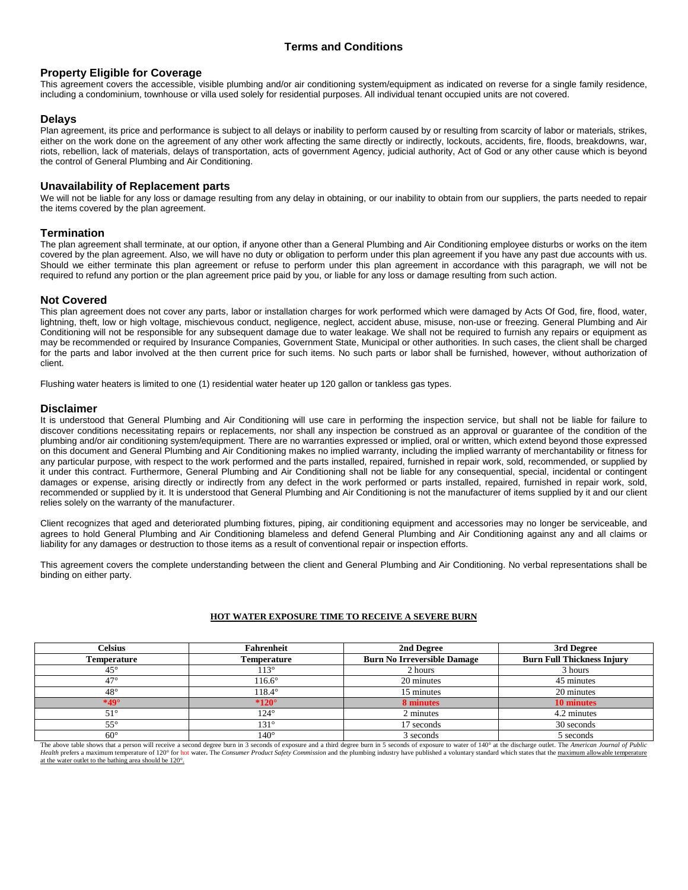# Terms and Conditions

## Property Eligible for Coverage

This agreement covers the accessible, visible plumbing and/or air conditioning system/equipment as indicated on reverse for a single family residence, including a condominium, townhouse or villa used solely for residential purposes. All individual tenant occupied units are not covered.

## Delays

Plan agreement, its price and performance is subject to all delays or inability to perform caused by or resulting from scarcity of labor or materials, strikes, either on the work done on the agreement of any other work affecting the same directly or indirectly, lockouts, accidents, fire, floods, breakdowns, war, riots, rebellion, lack of materials, delays of transportation, acts of government Agency, judicial authority, Act of God or any other cause which is beyond the control of General Plumbing and Air Conditioning.

## Unavailability of Replacement parts

We will not be liable for any loss or damage resulting from any delay in obtaining, or our inability to obtain from our suppliers, the parts needed to repair the items covered by the plan agreement.

## Termination

The plan agreement shall terminate, at our option, if anyone other than a General Plumbing and Air Conditioning employee disturbs or works on the item covered by the plan agreement. Also, we will have no duty or obligation to perform under this plan agreement if you have any past due accounts with us. Should we either terminate this plan agreement or refuse to perform under this plan agreement in accordance with this paragraph, we will not be required to refund any portion or the plan agreement price paid by you, or liable for any loss or damage resulting from such action.

## Not Covered

This plan agreement does not cover any parts, labor or installation charges for work performed which were damaged by Acts Of God, fire, flood, water, lightning, theft, low or high voltage, mischievous conduct, negligence, neglect, accident abuse, misuse, non-use or freezing. General Plumbing and Air Conditioning will not be responsible for any subsequent damage due to water leakage. We shall not be required to furnish any repairs or equipment as may be recommended or required by Insurance Companies, Government State, Municipal or other authorities. In such cases, the client shall be charged for the parts and labor involved at the then current price for such items. No such parts or labor shall be furnished, however, without authorization of client.

Flushing water heaters is limited to one (1) residential water heater up 120 gallon or tankless gas types.

## Disclaimer

It is understood that General Plumbing and Air Conditioning will use care in performing the inspection service, but shall not be liable for failure to discover conditions necessitating repairs or replacements, nor shall any inspection be construed as an approval or guarantee of the condition of the plumbing and/or air conditioning system/equipment. There are no warranties expressed or implied, oral or written, which extend beyond those expressed on this document and General Plumbing and Air Conditioning makes no implied warranty, including the implied warranty of merchantability or fitness for any particular purpose, with respect to the work performed and the parts installed, repaired, furnished in repair work, sold, recommended, or supplied by it under this contract. Furthermore, General Plumbing and Air Conditioning shall not be liable for any consequential, special, incidental or contingent damages or expense, arising directly or indirectly from any defect in the work performed or parts installed, repaired, furnished in repair work, sold, recommended or supplied by it. It is understood that General Plumbing and Air Conditioning is not the manufacturer of items supplied by it and our client relies solely on the warranty of the manufacturer.

Client recognizes that aged and deteriorated plumbing fixtures, piping, air conditioning equipment and accessories may no longer be serviceable, and agrees to hold General Plumbing and Air Conditioning blameless and defend General Plumbing and Air Conditioning against any and all claims or liability for any damages or destruction to those items as a result of conventional repair or inspection efforts.

This agreement covers the complete understanding between the client and General Plumbing and Air Conditioning. No verbal representations shall be binding on either party.

**HOT WATER EXPOSURE TIME TO RECEIVE A SEVERE BURN**

| Celsius Temperature | Fahrenheit Temperature | 2nd Degree Burn No Irreversible Damage | 3rd Degree Burn Full Thickness Injury |
|---|---|---|---|
| 45° | 113° | 2 hours | 3 hours |
| 47° | 116.6° | 20 minutes | 45 minutes |
| 48° | 118.4° | 15 minutes | 20 minutes |
| **\*49°** | **\*120°** | **8 minutes** | **10 minutes** |
| 51° | 124° | 2 minutes | 4.2 minutes |
| 55° | 131° | 17 seconds | 30 seconds |
| 60° | 140° | 3 seconds | 5 seconds |

The above table shows that a person will receive a second degree burn in 3 seconds of exposure and a third degree burn in 5 seconds of exposure to water of 140° at the discharge outlet. The *American Journal of Public Health* prefers a maximum temperature of 120° for hot water**.** The *Consumer Product Safety Commission* and the plumbing industry have published a voluntary standard which states that the maximum allowable temperature at the water outlet to the bathing area should be 120°.